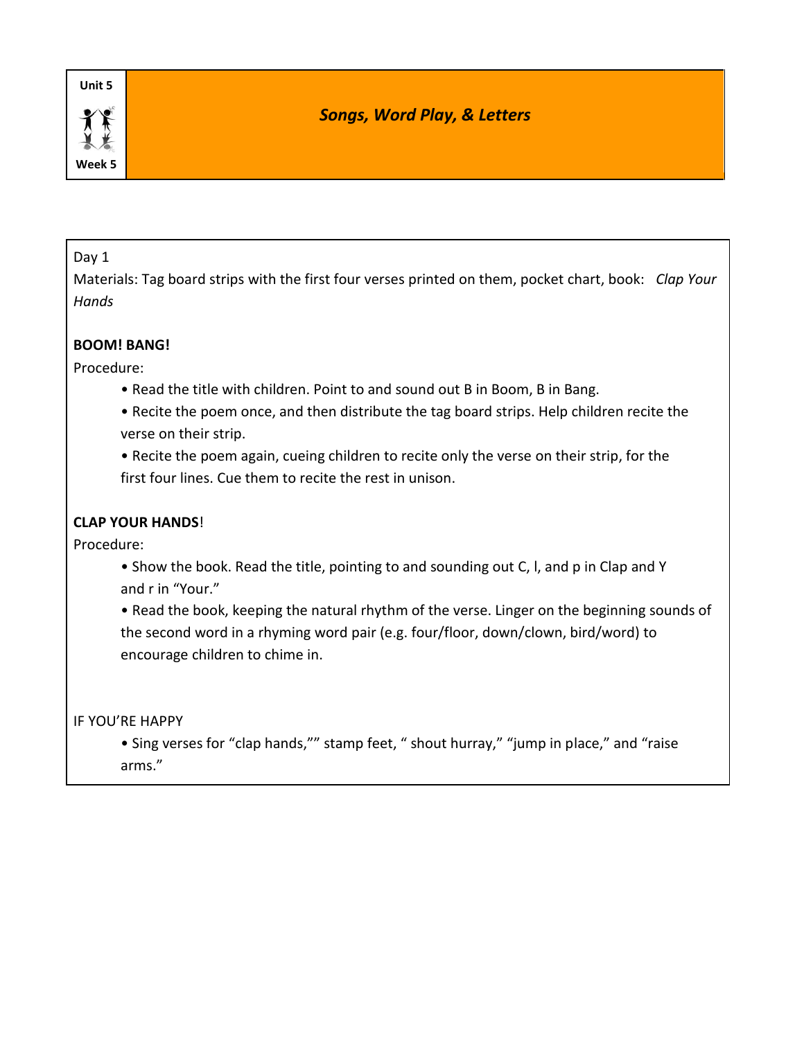Unit 5

Week 5

# *Songs, Word Play, & Letters*

Day 1

Materials: Tag board strips with the first four verses printed on them, pocket chart, book: *Clap Your Hands*

**BOOM! BANG!**

Procedure:

- Read the title with children. Point to and sound out B in Boom, B in Bang.
- Recite the poem once, and then distribute the tag board strips. Help children recite the verse on their strip.
- Recite the poem again, cueing children to recite only the verse on their strip, for the first four lines. Cue them to recite the rest in unison.

**CLAP YOUR HANDS**!

Procedure:

- Show the book. Read the title, pointing to and sounding out C, l, and p in Clap and Y and r in "Your."
- Read the book, keeping the natural rhythm of the verse. Linger on the beginning sounds of the second word in a rhyming word pair (e.g. four/floor, down/clown, bird/word) to encourage children to chime in.

IF YOU'RE HAPPY

- Sing verses for "clap hands,"" stamp feet, " shout hurray," "jump in place," and "raise arms."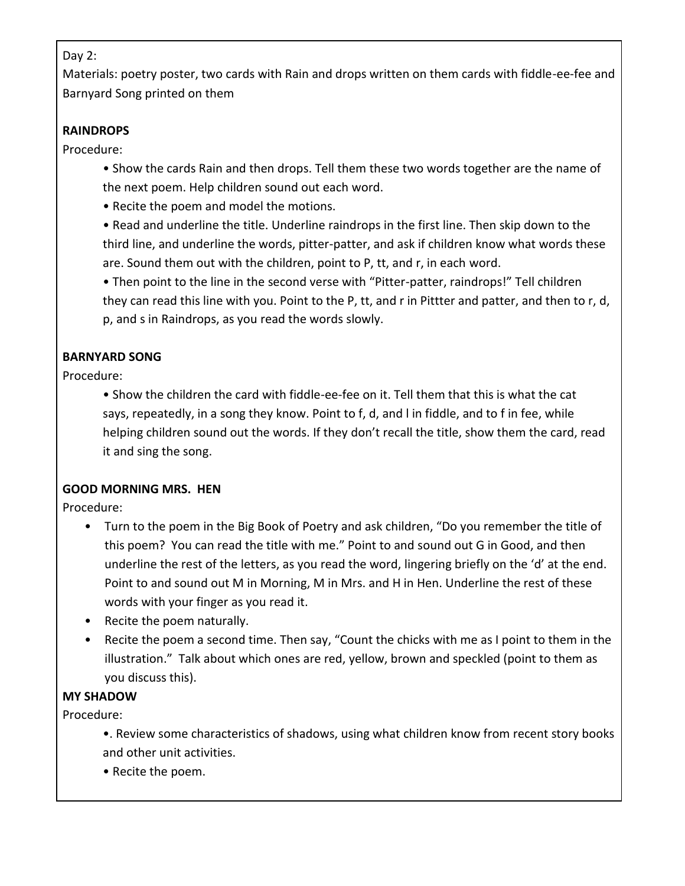Day 2:

Materials: poetry poster, two cards with Rain and drops written on them cards with fiddle-ee-fee and Barnyard Song printed on them

**RAINDROPS**

Procedure:

- Show the cards Rain and then drops. Tell them these two words together are the name of the next poem. Help children sound out each word.
- Recite the poem and model the motions.
- Read and underline the title. Underline raindrops in the first line. Then skip down to the third line, and underline the words, pitter-patter, and ask if children know what words these are. Sound them out with the children, point to P, tt, and r, in each word.
- Then point to the line in the second verse with "Pitter-patter, raindrops!" Tell children they can read this line with you. Point to the P, tt, and r in Pittter and patter, and then to r, d, p, and s in Raindrops, as you read the words slowly.

**BARNYARD SONG**

Procedure:

- Show the children the card with fiddle-ee-fee on it. Tell them that this is what the cat says, repeatedly, in a song they know. Point to f, d, and l in fiddle, and to f in fee, while helping children sound out the words. If they don't recall the title, show them the card, read it and sing the song.

**GOOD MORNING MRS. HEN**

Procedure:

- Turn to the poem in the Big Book of Poetry and ask children, "Do you remember the title of this poem? You can read the title with me." Point to and sound out G in Good, and then underline the rest of the letters, as you read the word, lingering briefly on the 'd' at the end. Point to and sound out M in Morning, M in Mrs. and H in Hen. Underline the rest of these words with your finger as you read it.
- Recite the poem naturally.
- Recite the poem a second time. Then say, "Count the chicks with me as I point to them in the illustration." Talk about which ones are red, yellow, brown and speckled (point to them as you discuss this).

**MY SHADOW**

Procedure:

- . Review some characteristics of shadows, using what children know from recent story books and other unit activities.
- Recite the poem.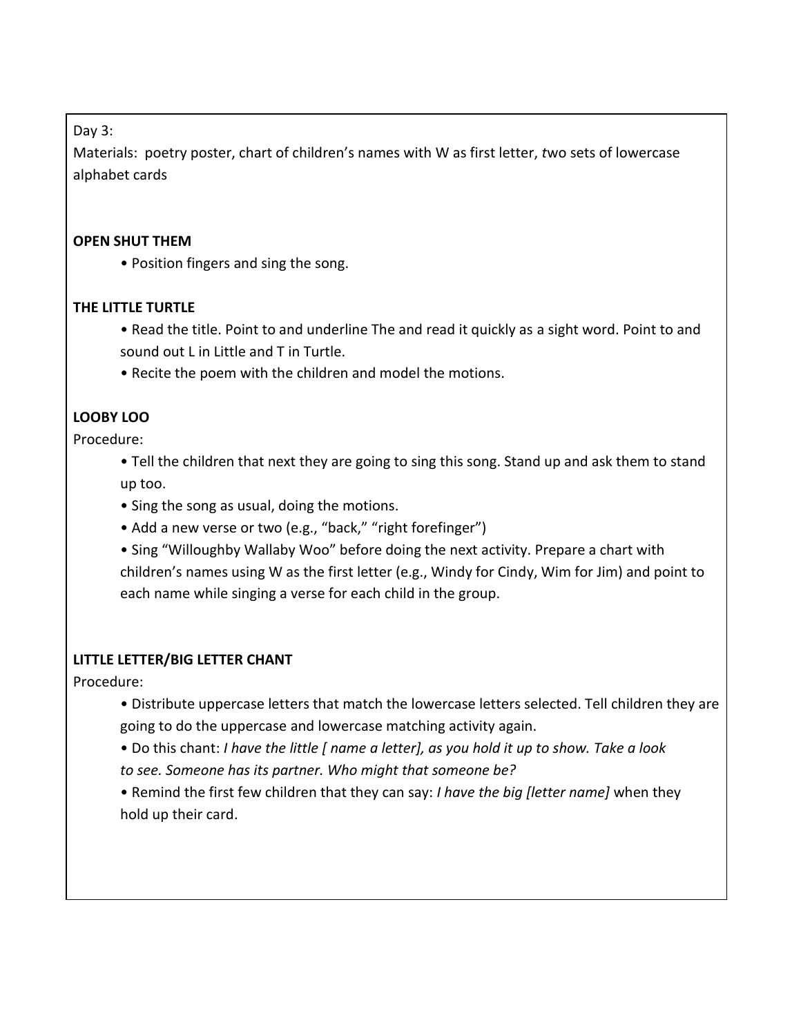Day 3:

Materials: poetry poster, chart of children's names with W as first letter, *t*wo sets of lowercase alphabet cards

**OPEN SHUT THEM**

- Position fingers and sing the song.

**THE LITTLE TURTLE**

- Read the title. Point to and underline The and read it quickly as a sight word. Point to and sound out L in Little and T in Turtle.
- Recite the poem with the children and model the motions.

**LOOBY LOO**

Procedure:

- Tell the children that next they are going to sing this song. Stand up and ask them to stand up too.
- Sing the song as usual, doing the motions.
- Add a new verse or two (e.g., "back," "right forefinger")
- Sing "Willoughby Wallaby Woo" before doing the next activity. Prepare a chart with children's names using W as the first letter (e.g., Windy for Cindy, Wim for Jim) and point to each name while singing a verse for each child in the group.

**LITTLE LETTER/BIG LETTER CHANT**

Procedure:

- Distribute uppercase letters that match the lowercase letters selected. Tell children they are going to do the uppercase and lowercase matching activity again.
- Do this chant: *I have the little [ name a letter], as you hold it up to show. Take a look to see. Someone has its partner. Who might that someone be?*
- Remind the first few children that they can say: *I have the big [letter name]* when they hold up their card.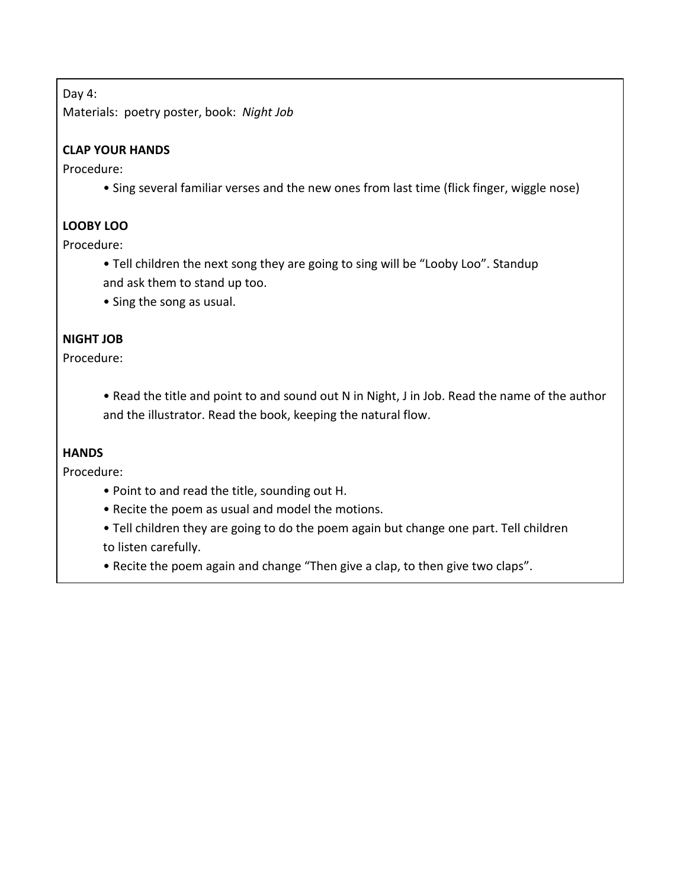Day 4:

Materials: poetry poster, book: *Night Job*

**CLAP YOUR HANDS**

Procedure:

- Sing several familiar verses and the new ones from last time (flick finger, wiggle nose)

**LOOBY LOO**

Procedure:

- Tell children the next song they are going to sing will be "Looby Loo". Standup and ask them to stand up too.
- Sing the song as usual.

**NIGHT JOB**

Procedure:

- Read the title and point to and sound out N in Night, J in Job. Read the name of the author and the illustrator. Read the book, keeping the natural flow.

**HANDS**

Procedure:

- Point to and read the title, sounding out H.
- Recite the poem as usual and model the motions.
- Tell children they are going to do the poem again but change one part. Tell children to listen carefully.
- Recite the poem again and change "Then give a clap, to then give two claps".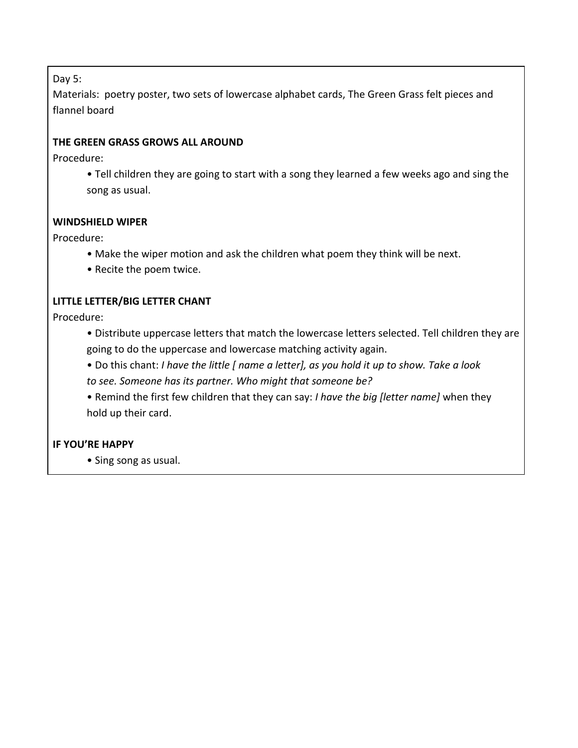Day 5:

Materials: poetry poster, two sets of lowercase alphabet cards, The Green Grass felt pieces and flannel board

**THE GREEN GRASS GROWS ALL AROUND**

Procedure:

- Tell children they are going to start with a song they learned a few weeks ago and sing the song as usual.

**WINDSHIELD WIPER**

Procedure:

- Make the wiper motion and ask the children what poem they think will be next.
- Recite the poem twice.

**LITTLE LETTER/BIG LETTER CHANT**

Procedure:

- Distribute uppercase letters that match the lowercase letters selected. Tell children they are going to do the uppercase and lowercase matching activity again.
- Do this chant: *I have the little [ name a letter], as you hold it up to show. Take a look to see. Someone has its partner. Who might that someone be?*
- Remind the first few children that they can say: *I have the big [letter name]* when they hold up their card.

**IF YOU'RE HAPPY**

- Sing song as usual.